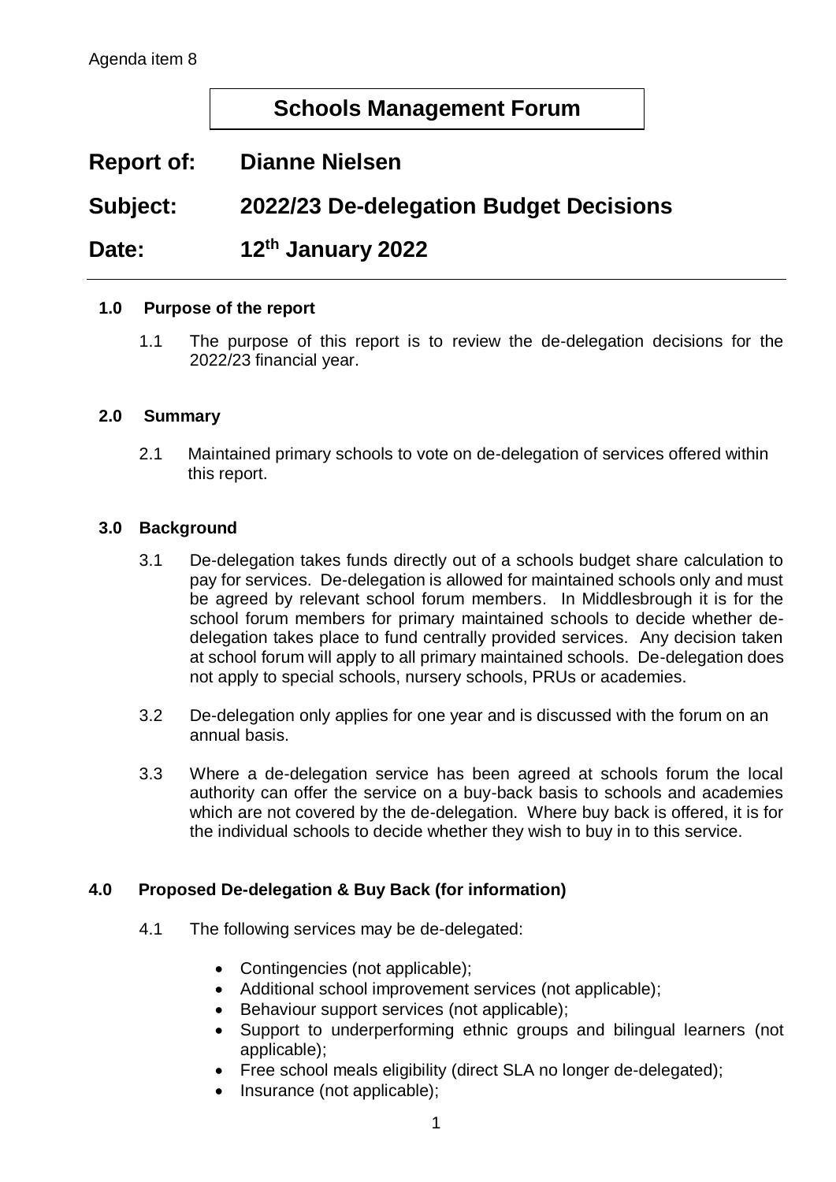Agenda item 8

# Schools Management Forum

**Report of:** **Dianne Nielsen**

**Subject:** **2022/23 De-delegation Budget Decisions**

**Date:** **12th January 2022**

---

## 1.0 Purpose of the report

1.1 The purpose of this report is to review the de-delegation decisions for the 2022/23 financial year.

## 2.0 Summary

2.1 Maintained primary schools to vote on de-delegation of services offered within this report.

## 3.0 Background

3.1 De-delegation takes funds directly out of a schools budget share calculation to pay for services. De-delegation is allowed for maintained schools only and must be agreed by relevant school forum members. In Middlesbrough it is for the school forum members for primary maintained schools to decide whether de-delegation takes place to fund centrally provided services. Any decision taken at school forum will apply to all primary maintained schools. De-delegation does not apply to special schools, nursery schools, PRUs or academies.

3.2 De-delegation only applies for one year and is discussed with the forum on an annual basis.

3.3 Where a de-delegation service has been agreed at schools forum the local authority can offer the service on a buy-back basis to schools and academies which are not covered by the de-delegation. Where buy back is offered, it is for the individual schools to decide whether they wish to buy in to this service.

## 4.0 Proposed De-delegation & Buy Back (for information)

4.1 The following services may be de-delegated:

- Contingencies (not applicable);
- Additional school improvement services (not applicable);
- Behaviour support services (not applicable);
- Support to underperforming ethnic groups and bilingual learners (not applicable);
- Free school meals eligibility (direct SLA no longer de-delegated);
- Insurance (not applicable);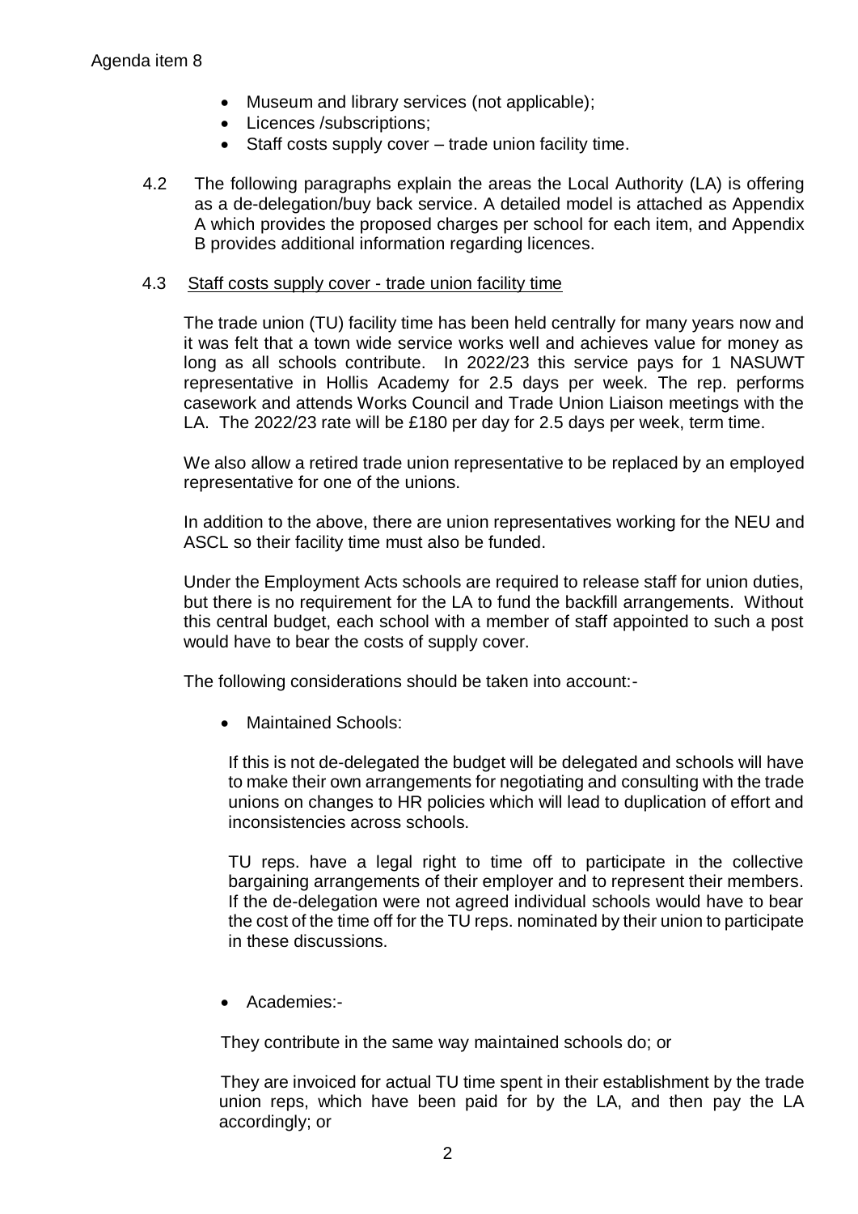- Museum and library services (not applicable);
- Licences /subscriptions;
- Staff costs supply cover – trade union facility time.

4.2 The following paragraphs explain the areas the Local Authority (LA) is offering as a de-delegation/buy back service. A detailed model is attached as Appendix A which provides the proposed charges per school for each item, and Appendix B provides additional information regarding licences.

4.3 Staff costs supply cover - trade union facility time

The trade union (TU) facility time has been held centrally for many years now and it was felt that a town wide service works well and achieves value for money as long as all schools contribute. In 2022/23 this service pays for 1 NASUWT representative in Hollis Academy for 2.5 days per week. The rep. performs casework and attends Works Council and Trade Union Liaison meetings with the LA. The 2022/23 rate will be £180 per day for 2.5 days per week, term time.

We also allow a retired trade union representative to be replaced by an employed representative for one of the unions.

In addition to the above, there are union representatives working for the NEU and ASCL so their facility time must also be funded.

Under the Employment Acts schools are required to release staff for union duties, but there is no requirement for the LA to fund the backfill arrangements. Without this central budget, each school with a member of staff appointed to such a post would have to bear the costs of supply cover.

The following considerations should be taken into account:-

- Maintained Schools:

  If this is not de-delegated the budget will be delegated and schools will have to make their own arrangements for negotiating and consulting with the trade unions on changes to HR policies which will lead to duplication of effort and inconsistencies across schools.

  TU reps. have a legal right to time off to participate in the collective bargaining arrangements of their employer and to represent their members. If the de-delegation were not agreed individual schools would have to bear the cost of the time off for the TU reps. nominated by their union to participate in these discussions.

- Academies:-

  They contribute in the same way maintained schools do; or

  They are invoiced for actual TU time spent in their establishment by the trade union reps, which have been paid for by the LA, and then pay the LA accordingly; or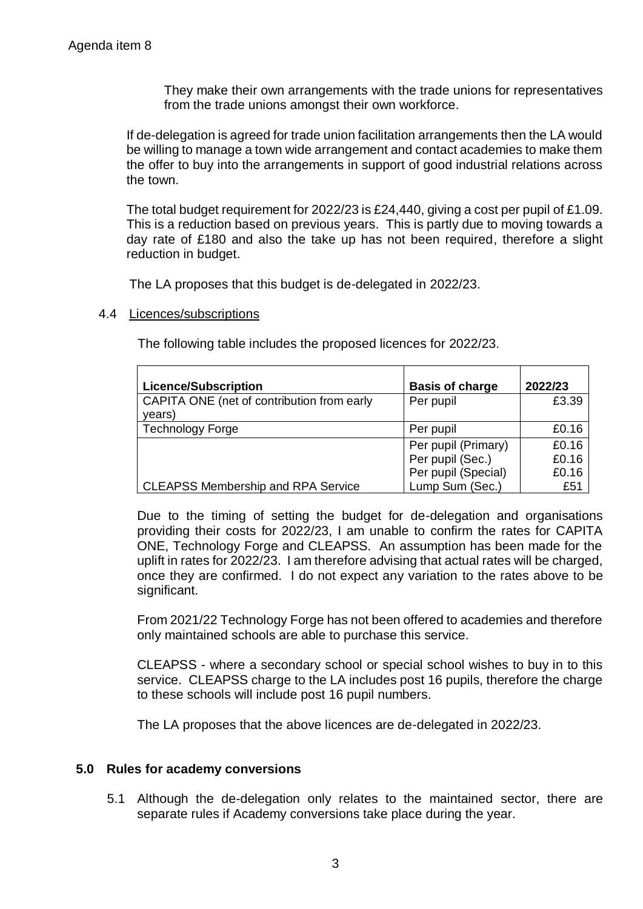They make their own arrangements with the trade unions for representatives from the trade unions amongst their own workforce.

If de-delegation is agreed for trade union facilitation arrangements then the LA would be willing to manage a town wide arrangement and contact academies to make them the offer to buy into the arrangements in support of good industrial relations across the town.

The total budget requirement for 2022/23 is £24,440, giving a cost per pupil of £1.09. This is a reduction based on previous years. This is partly due to moving towards a day rate of £180 and also the take up has not been required, therefore a slight reduction in budget.

The LA proposes that this budget is de-delegated in 2022/23.

4.4 Licences/subscriptions

The following table includes the proposed licences for 2022/23.

| Licence/Subscription | Basis of charge | 2022/23 |
|---|---|---|
| CAPITA ONE (net of contribution from early years) | Per pupil | £3.39 |
| Technology Forge | Per pupil | £0.16 |
| CLEAPSS Membership and RPA Service | Per pupil (Primary)<br>Per pupil (Sec.)<br>Per pupil (Special)<br>Lump Sum (Sec.) | £0.16<br>£0.16<br>£0.16<br>£51 |

Due to the timing of setting the budget for de-delegation and organisations providing their costs for 2022/23, I am unable to confirm the rates for CAPITA ONE, Technology Forge and CLEAPSS. An assumption has been made for the uplift in rates for 2022/23. I am therefore advising that actual rates will be charged, once they are confirmed. I do not expect any variation to the rates above to be significant.

From 2021/22 Technology Forge has not been offered to academies and therefore only maintained schools are able to purchase this service.

CLEAPSS - where a secondary school or special school wishes to buy in to this service. CLEAPSS charge to the LA includes post 16 pupils, therefore the charge to these schools will include post 16 pupil numbers.

The LA proposes that the above licences are de-delegated in 2022/23.

## 5.0 Rules for academy conversions

5.1 Although the de-delegation only relates to the maintained sector, there are separate rules if Academy conversions take place during the year.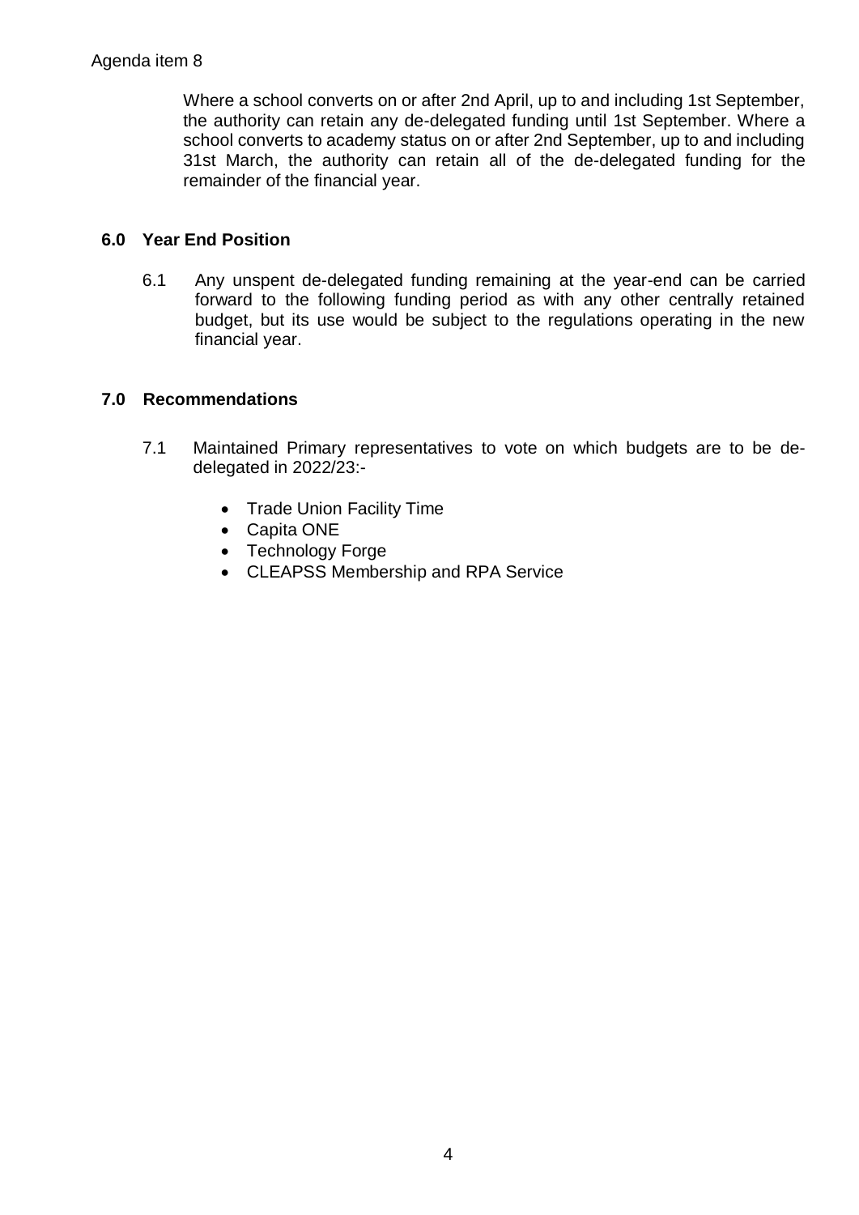Where a school converts on or after 2nd April, up to and including 1st September, the authority can retain any de-delegated funding until 1st September. Where a school converts to academy status on or after 2nd September, up to and including 31st March, the authority can retain all of the de-delegated funding for the remainder of the financial year.

## 6.0 Year End Position

6.1 Any unspent de-delegated funding remaining at the year-end can be carried forward to the following funding period as with any other centrally retained budget, but its use would be subject to the regulations operating in the new financial year.

## 7.0 Recommendations

7.1 Maintained Primary representatives to vote on which budgets are to be de-delegated in 2022/23:-

- Trade Union Facility Time
- Capita ONE
- Technology Forge
- CLEAPSS Membership and RPA Service